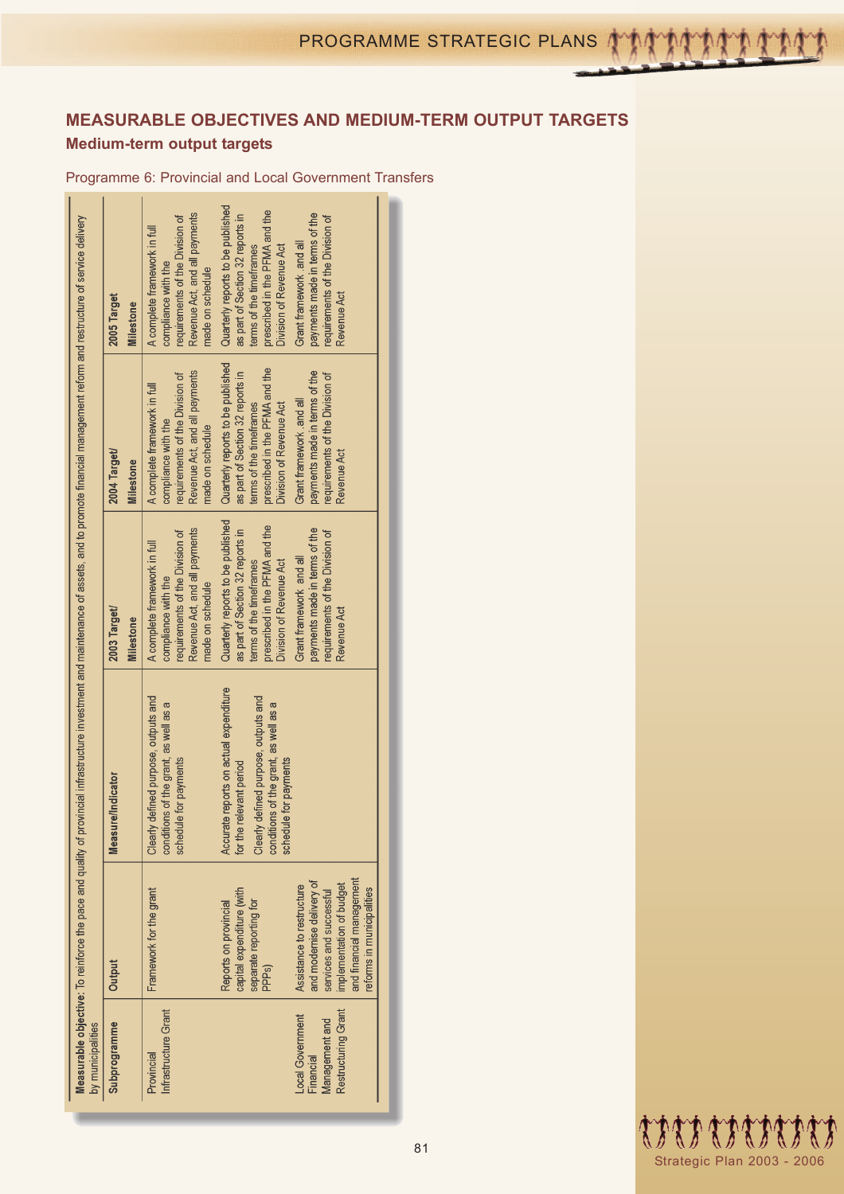## MEASURABLE OBJECTIVES AND MEDIUM-TERM OUTPUT TARGETS

### Medium-term output targets

Programme 6: Provincial and Local Government Transfers

**Measurable objective:** To reinforce the pace and quality of provincial infrastructure investment and maintenance of assets, and to promote financial management reform and restructure of service delivery by municipalities

| Subprogramme | Output | Measure/Indicator | 2003 Target/ Milestone | 2004 Target/ Milestone | 2005 Target Milestone |
|---|---|---|---|---|---|
| Provincial Infrastructure Grant | Framework for the grant | Clearly defined purpose, outputs and conditions of the grant, as well as a schedule for payments | A complete framework in full compliance with the requirements of the Division of Revenue Act, and all payments made on schedule | A complete framework in full compliance with the requirements of the Division of Revenue Act, and all payments made on schedule | A complete framework in full compliance with the requirements of the Division of Revenue Act, and all payments made on schedule |
| | Reports on provincial capital expenditure (with separate reporting for PPPs) | Accurate reports on actual expenditure for the relevant period | Quarterly reports to be published as part of Section 32 reports in terms of the timeframes prescribed in the PFMA and the Division of Revenue Act | Quarterly reports to be published as part of Section 32 reports in terms of the timeframes prescribed in the PFMA and the Division of Revenue Act | Quarterly reports to be published as part of Section 32 reports in terms of the timeframes prescribed in the PFMA and the Division of Revenue Act |
| Local Government Financial Management and Restructuring Grant | Assistance to restructure and modernise delivery of services and successful implementation of budget and financial management reforms in municipalities | Clearly defined purpose, outputs and conditions of the grant, as well as a schedule for payments | Grant framework, and all payments made in terms of the requirements of the Division of Revenue Act | Grant framework, and all payments made in terms of the requirements of the Division of Revenue Act | Grant framework, and all payments made in terms of the requirements of the Division of Revenue Act |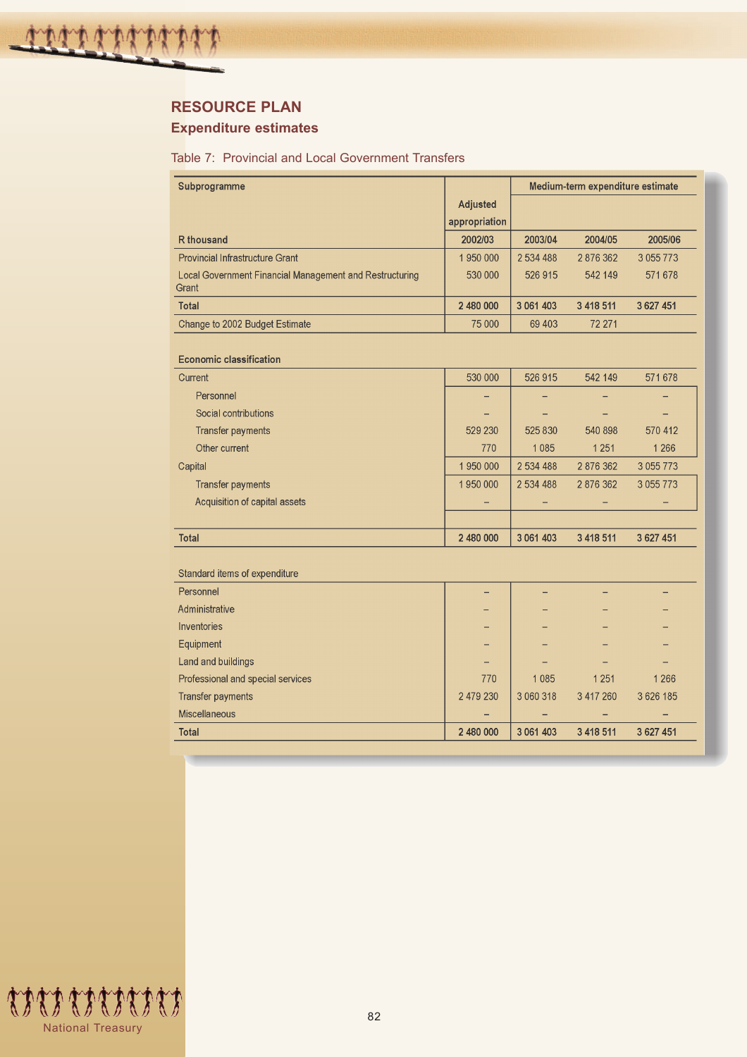## RESOURCE PLAN

### Expenditure estimates

Table 7: Provincial and Local Government Transfers

| Subprogramme | Adjusted appropriation | Medium-term expenditure estimate | | |
|---|---|---|---|---|
| R thousand | 2002/03 | 2003/04 | 2004/05 | 2005/06 |
| Provincial Infrastructure Grant | 1 950 000 | 2 534 488 | 2 876 362 | 3 055 773 |
| Local Government Financial Management and Restructuring Grant | 530 000 | 526 915 | 542 149 | 571 678 |
| **Total** | **2 480 000** | **3 061 403** | **3 418 511** | **3 627 451** |
| Change to 2002 Budget Estimate | 75 000 | 69 403 | 72 271 | |
| | | | | |
| **Economic classification** | | | | |
| Current | 530 000 | 526 915 | 542 149 | 571 678 |
| Personnel | – | – | – | – |
| Social contributions | – | – | – | – |
| Transfer payments | 529 230 | 525 830 | 540 898 | 570 412 |
| Other current | 770 | 1 085 | 1 251 | 1 266 |
| Capital | 1 950 000 | 2 534 488 | 2 876 362 | 3 055 773 |
| Transfer payments | 1 950 000 | 2 534 488 | 2 876 362 | 3 055 773 |
| Acquisition of capital assets | – | – | – | – |
| **Total** | **2 480 000** | **3 061 403** | **3 418 511** | **3 627 451** |
| | | | | |
| Standard items of expenditure | | | | |
| Personnel | – | – | – | – |
| Administrative | – | – | – | – |
| Inventories | – | – | – | – |
| Equipment | – | – | – | – |
| Land and buildings | – | – | – | – |
| Professional and special services | 770 | 1 085 | 1 251 | 1 266 |
| Transfer payments | 2 479 230 | 3 060 318 | 3 417 260 | 3 626 185 |
| Miscellaneous | – | – | – | – |
| **Total** | **2 480 000** | **3 061 403** | **3 418 511** | **3 627 451** |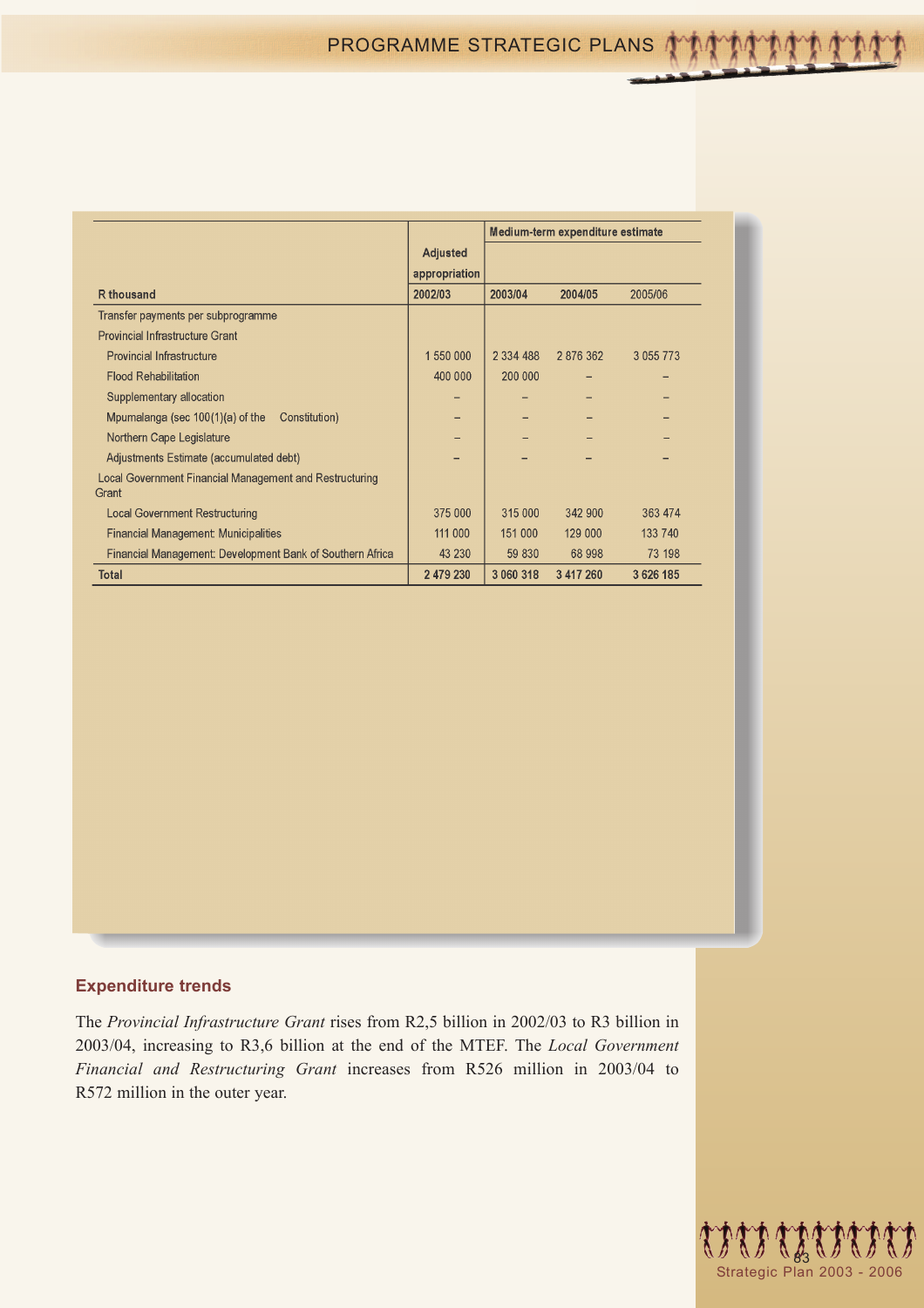| R thousand | Adjusted appropriation | Medium-term expenditure estimate | | |
|---|---|---|---|---|
| | 2002/03 | 2003/04 | 2004/05 | 2005/06 |
| Transfer payments per subprogramme | | | | |
| Provincial Infrastructure Grant | | | | |
| Provincial Infrastructure | 1 550 000 | 2 334 488 | 2 876 362 | 3 055 773 |
| Flood Rehabilitation | 400 000 | 200 000 | – | – |
| Supplementary allocation | – | – | – | – |
| Mpumalanga (sec 100(1)(a) of the Constitution) | – | – | – | – |
| Northern Cape Legislature | – | – | – | – |
| Adjustments Estimate (accumulated debt) | – | – | – | – |
| Local Government Financial Management and Restructuring Grant | | | | |
| Local Government Restructuring | 375 000 | 315 000 | 342 900 | 363 474 |
| Financial Management: Municipalities | 111 000 | 151 000 | 129 000 | 133 740 |
| Financial Management: Development Bank of Southern Africa | 43 230 | 59 830 | 68 998 | 73 198 |
| **Total** | **2 479 230** | **3 060 318** | **3 417 260** | **3 626 185** |

## Expenditure trends

The *Provincial Infrastructure Grant* rises from R2,5 billion in 2002/03 to R3 billion in 2003/04, increasing to R3,6 billion at the end of the MTEF. The *Local Government Financial and Restructuring Grant* increases from R526 million in 2003/04 to R572 million in the outer year.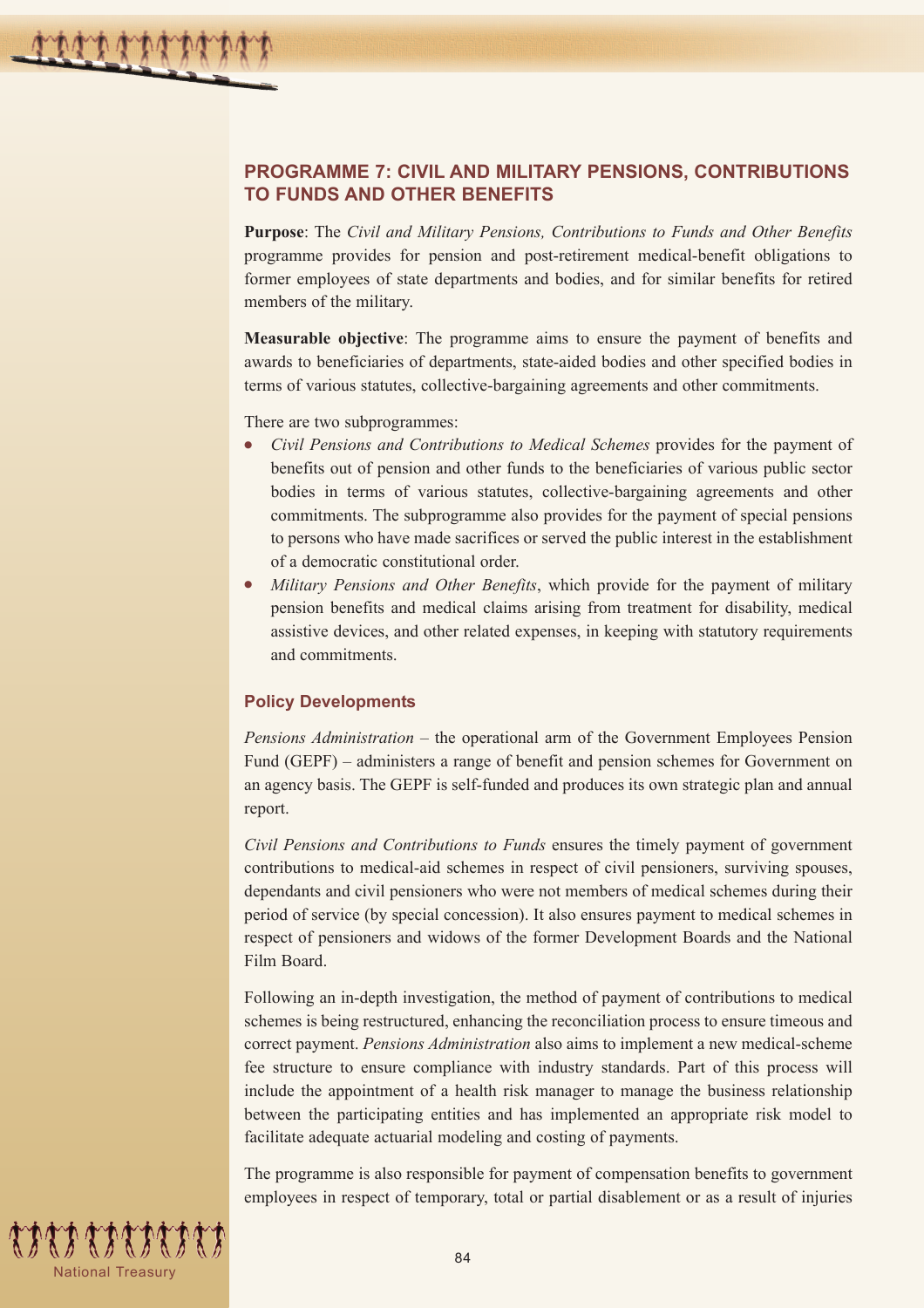## PROGRAMME 7: CIVIL AND MILITARY PENSIONS, CONTRIBUTIONS TO FUNDS AND OTHER BENEFITS

**Purpose**: The *Civil and Military Pensions, Contributions to Funds and Other Benefits* programme provides for pension and post-retirement medical-benefit obligations to former employees of state departments and bodies, and for similar benefits for retired members of the military.

**Measurable objective**: The programme aims to ensure the payment of benefits and awards to beneficiaries of departments, state-aided bodies and other specified bodies in terms of various statutes, collective-bargaining agreements and other commitments.

There are two subprogrammes:

- *Civil Pensions and Contributions to Medical Schemes* provides for the payment of benefits out of pension and other funds to the beneficiaries of various public sector bodies in terms of various statutes, collective-bargaining agreements and other commitments. The subprogramme also provides for the payment of special pensions to persons who have made sacrifices or served the public interest in the establishment of a democratic constitutional order.
- *Military Pensions and Other Benefits*, which provide for the payment of military pension benefits and medical claims arising from treatment for disability, medical assistive devices, and other related expenses, in keeping with statutory requirements and commitments.

### Policy Developments

*Pensions Administration* – the operational arm of the Government Employees Pension Fund (GEPF) – administers a range of benefit and pension schemes for Government on an agency basis. The GEPF is self-funded and produces its own strategic plan and annual report.

*Civil Pensions and Contributions to Funds* ensures the timely payment of government contributions to medical-aid schemes in respect of civil pensioners, surviving spouses, dependants and civil pensioners who were not members of medical schemes during their period of service (by special concession). It also ensures payment to medical schemes in respect of pensioners and widows of the former Development Boards and the National Film Board.

Following an in-depth investigation, the method of payment of contributions to medical schemes is being restructured, enhancing the reconciliation process to ensure timeous and correct payment. *Pensions Administration* also aims to implement a new medical-scheme fee structure to ensure compliance with industry standards. Part of this process will include the appointment of a health risk manager to manage the business relationship between the participating entities and has implemented an appropriate risk model to facilitate adequate actuarial modeling and costing of payments.

The programme is also responsible for payment of compensation benefits to government employees in respect of temporary, total or partial disablement or as a result of injuries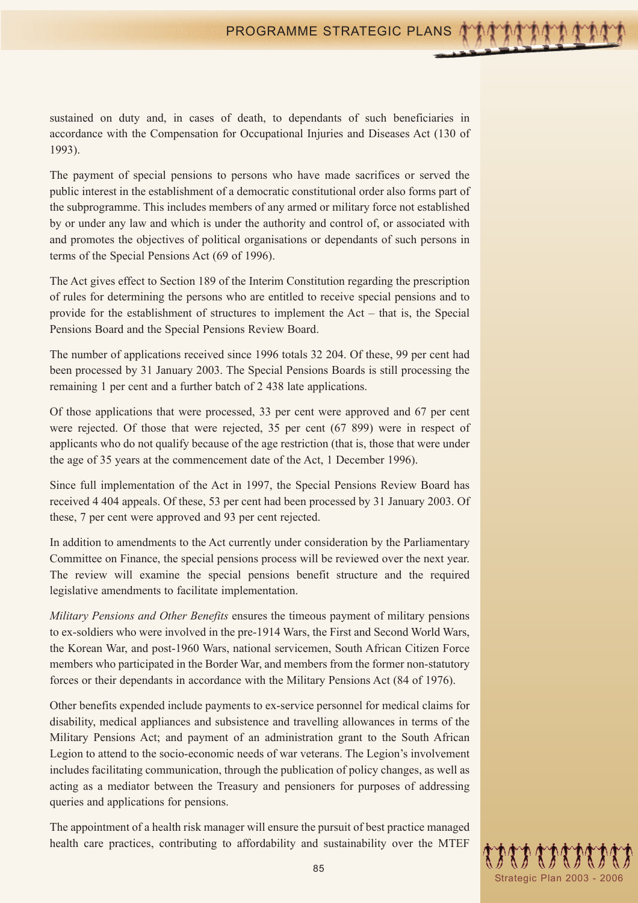sustained on duty and, in cases of death, to dependants of such beneficiaries in accordance with the Compensation for Occupational Injuries and Diseases Act (130 of 1993).

The payment of special pensions to persons who have made sacrifices or served the public interest in the establishment of a democratic constitutional order also forms part of the subprogramme. This includes members of any armed or military force not established by or under any law and which is under the authority and control of, or associated with and promotes the objectives of political organisations or dependants of such persons in terms of the Special Pensions Act (69 of 1996).

The Act gives effect to Section 189 of the Interim Constitution regarding the prescription of rules for determining the persons who are entitled to receive special pensions and to provide for the establishment of structures to implement the Act – that is, the Special Pensions Board and the Special Pensions Review Board.

The number of applications received since 1996 totals 32 204. Of these, 99 per cent had been processed by 31 January 2003. The Special Pensions Boards is still processing the remaining 1 per cent and a further batch of 2 438 late applications.

Of those applications that were processed, 33 per cent were approved and 67 per cent were rejected. Of those that were rejected, 35 per cent (67 899) were in respect of applicants who do not qualify because of the age restriction (that is, those that were under the age of 35 years at the commencement date of the Act, 1 December 1996).

Since full implementation of the Act in 1997, the Special Pensions Review Board has received 4 404 appeals. Of these, 53 per cent had been processed by 31 January 2003. Of these, 7 per cent were approved and 93 per cent rejected.

In addition to amendments to the Act currently under consideration by the Parliamentary Committee on Finance, the special pensions process will be reviewed over the next year. The review will examine the special pensions benefit structure and the required legislative amendments to facilitate implementation.

*Military Pensions and Other Benefits* ensures the timeous payment of military pensions to ex-soldiers who were involved in the pre-1914 Wars, the First and Second World Wars, the Korean War, and post-1960 Wars, national servicemen, South African Citizen Force members who participated in the Border War, and members from the former non-statutory forces or their dependants in accordance with the Military Pensions Act (84 of 1976).

Other benefits expended include payments to ex-service personnel for medical claims for disability, medical appliances and subsistence and travelling allowances in terms of the Military Pensions Act; and payment of an administration grant to the South African Legion to attend to the socio-economic needs of war veterans. The Legion's involvement includes facilitating communication, through the publication of policy changes, as well as acting as a mediator between the Treasury and pensioners for purposes of addressing queries and applications for pensions.

The appointment of a health risk manager will ensure the pursuit of best practice managed health care practices, contributing to affordability and sustainability over the MTEF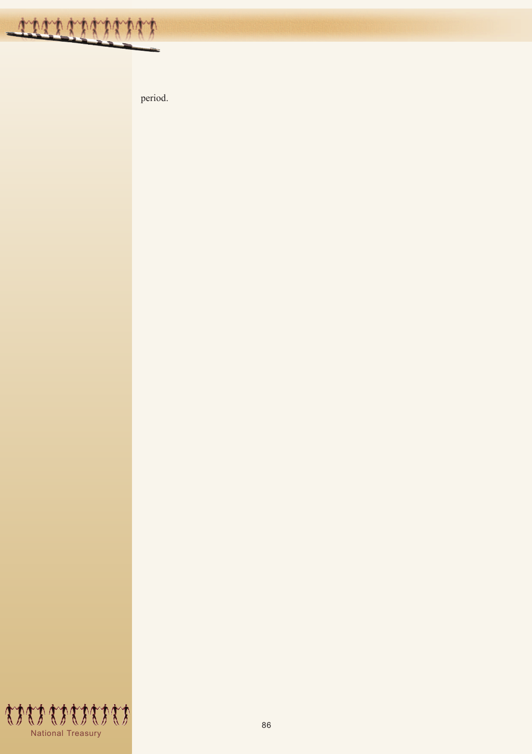period.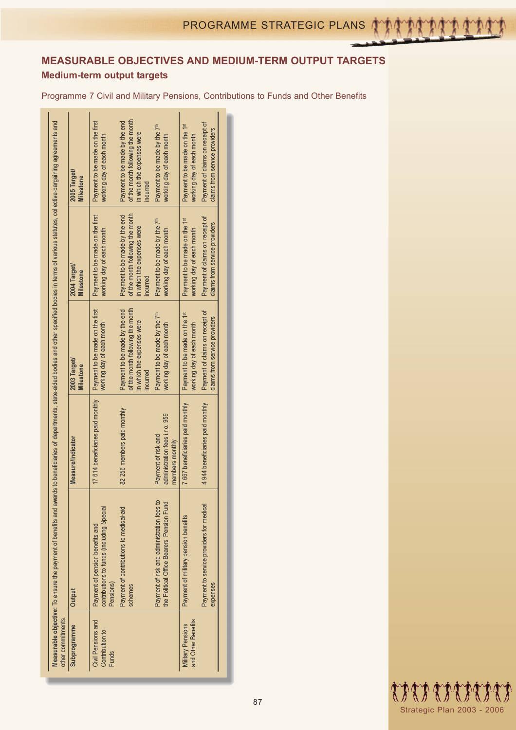## MEASURABLE OBJECTIVES AND MEDIUM-TERM OUTPUT TARGETS

### Medium-term output targets

Programme 7 Civil and Military Pensions, Contributions to Funds and Other Benefits

**Measurable objective:** To ensure the payment of benefits and awards to beneficiaries of departments, state-aided bodies and other specified bodies in terms of various statutes, collective-bargaining agreements and other commitments.

| Subprogramme | Output | Measure/Indicator | 2003 Target/ Milestone | 2004 Target/ Milestone | 2005 Target/ Milestone |
|---|---|---|---|---|---|
| Civil Pensions and Contribution to Funds | Payment of pension benefits and contributions to funds (including Special Pensions) | 17 614 beneficiaries paid monthly | Payment to be made on the first working day of each month | Payment to be made on the first working day of each month | Payment to be made on the first working day of each month |
| | Payment of contributions to medical-aid schemes | 82 256 members paid monthly | Payment to be made by the end of the month following the month in which the expenses were incurred | Payment to be made by the end of the month following the month in which the expenses were incurred | Payment to be made by the end of the month following the month in which the expenses were incurred |
| | Payment of risk and administration fees to the Political Office Bearers' Pension Fund | Payment of risk and administration fees i.r.o. 959 members monthly | Payment to be made by the 7th working day of each month | Payment to be made by the 7th working day of each month | Payment to be made by the 7th working day of each month |
| Military Pensions and Other Benefits | Payment of military pension benefits | 7 667 beneficiaries paid monthly | Payment to be made on the 1st working day of each month | Payment to be made on the 1st working day of each month | Payment to be made on the 1st working day of each month |
| | Payment to service providers for medical expenses | 4 944 beneficiaries paid monthly | Payment of claims on receipt of claims from service providers | Payment of claims on receipt of claims from service providers | Payment of claims on receipt of claims from service providers |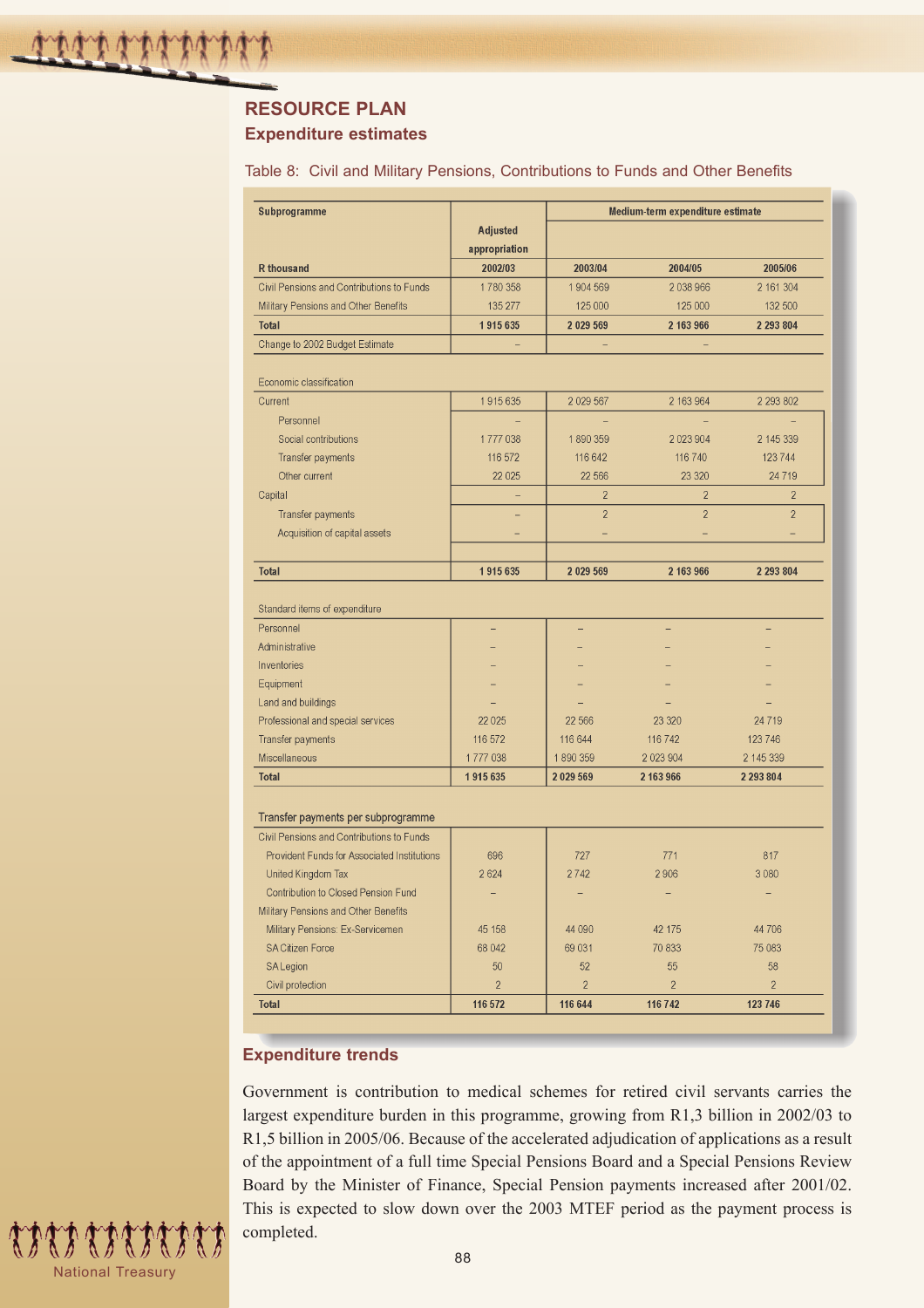## RESOURCE PLAN

### Expenditure estimates

Table 8: Civil and Military Pensions, Contributions to Funds and Other Benefits

| Subprogramme | Adjusted appropriation | Medium-term expenditure estimate | | |
|---|---|---|---|---|
| R thousand | 2002/03 | 2003/04 | 2004/05 | 2005/06 |
| Civil Pensions and Contributions to Funds | 1 780 358 | 1 904 569 | 2 038 966 | 2 161 304 |
| Military Pensions and Other Benefits | 135 277 | 125 000 | 125 000 | 132 500 |
| **Total** | **1 915 635** | **2 029 569** | **2 163 966** | **2 293 804** |
| Change to 2002 Budget Estimate | – | – | – | |
| | | | | |
| Economic classification | | | | |
| Current | 1 915 635 | 2 029 567 | 2 163 964 | 2 293 802 |
| Personnel | – | – | – | – |
| Social contributions | 1 777 038 | 1 890 359 | 2 023 904 | 2 145 339 |
| Transfer payments | 116 572 | 116 642 | 116 740 | 123 744 |
| Other current | 22 025 | 22 566 | 23 320 | 24 719 |
| Capital | – | 2 | 2 | 2 |
| Transfer payments | – | 2 | 2 | 2 |
| Acquisition of capital assets | – | – | – | – |
| **Total** | **1 915 635** | **2 029 569** | **2 163 966** | **2 293 804** |
| | | | | |
| Standard items of expenditure | | | | |
| Personnel | – | – | – | – |
| Administrative | – | – | – | – |
| Inventories | – | – | – | – |
| Equipment | – | – | – | – |
| Land and buildings | – | – | – | – |
| Professional and special services | 22 025 | 22 566 | 23 320 | 24 719 |
| Transfer payments | 116 572 | 116 644 | 116 742 | 123 746 |
| Miscellaneous | 1 777 038 | 1 890 359 | 2 023 904 | 2 145 339 |
| **Total** | **1 915 635** | **2 029 569** | **2 163 966** | **2 293 804** |
| | | | | |
| Transfer payments per subprogramme | | | | |
| Civil Pensions and Contributions to Funds | | | | |
| Provident Funds for Associated Institutions | 696 | 727 | 771 | 817 |
| United Kingdom Tax | 2 624 | 2 742 | 2 906 | 3 080 |
| Contribution to Closed Pension Fund | – | – | – | – |
| Military Pensions and Other Benefits | | | | |
| Military Pensions: Ex-Servicemen | 45 158 | 44 090 | 42 175 | 44 706 |
| SA Citizen Force | 68 042 | 69 031 | 70 833 | 75 083 |
| SA Legion | 50 | 52 | 55 | 58 |
| Civil protection | 2 | 2 | 2 | 2 |
| **Total** | **116 572** | **116 644** | **116 742** | **123 746** |

### Expenditure trends

Government is contribution to medical schemes for retired civil servants carries the largest expenditure burden in this programme, growing from R1,3 billion in 2002/03 to R1,5 billion in 2005/06. Because of the accelerated adjudication of applications as a result of the appointment of a full time Special Pensions Board and a Special Pensions Review Board by the Minister of Finance, Special Pension payments increased after 2001/02. This is expected to slow down over the 2003 MTEF period as the payment process is completed.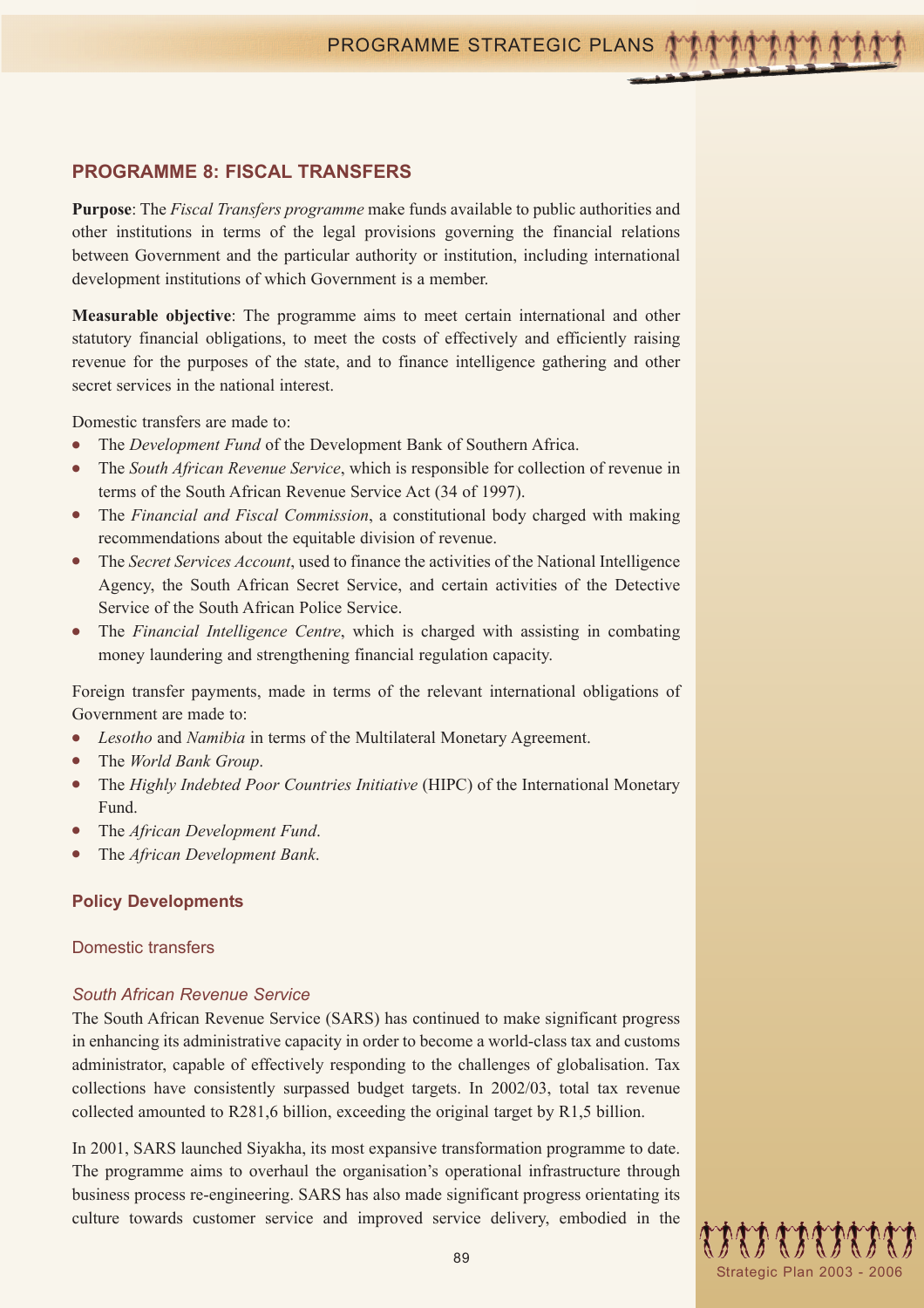## PROGRAMME 8: FISCAL TRANSFERS

**Purpose**: The *Fiscal Transfers programme* make funds available to public authorities and other institutions in terms of the legal provisions governing the financial relations between Government and the particular authority or institution, including international development institutions of which Government is a member.

**Measurable objective**: The programme aims to meet certain international and other statutory financial obligations, to meet the costs of effectively and efficiently raising revenue for the purposes of the state, and to finance intelligence gathering and other secret services in the national interest.

Domestic transfers are made to:

- The *Development Fund* of the Development Bank of Southern Africa.
- The *South African Revenue Service*, which is responsible for collection of revenue in terms of the South African Revenue Service Act (34 of 1997).
- The *Financial and Fiscal Commission*, a constitutional body charged with making recommendations about the equitable division of revenue.
- The *Secret Services Account*, used to finance the activities of the National Intelligence Agency, the South African Secret Service, and certain activities of the Detective Service of the South African Police Service.
- The *Financial Intelligence Centre*, which is charged with assisting in combating money laundering and strengthening financial regulation capacity.

Foreign transfer payments, made in terms of the relevant international obligations of Government are made to:

- *Lesotho* and *Namibia* in terms of the Multilateral Monetary Agreement.
- The *World Bank Group*.
- The *Highly Indebted Poor Countries Initiative* (HIPC) of the International Monetary Fund.
- The *African Development Fund*.
- The *African Development Bank*.

### Policy Developments

#### Domestic transfers

##### *South African Revenue Service*

The South African Revenue Service (SARS) has continued to make significant progress in enhancing its administrative capacity in order to become a world-class tax and customs administrator, capable of effectively responding to the challenges of globalisation. Tax collections have consistently surpassed budget targets. In 2002/03, total tax revenue collected amounted to R281,6 billion, exceeding the original target by R1,5 billion.

In 2001, SARS launched Siyakha, its most expansive transformation programme to date. The programme aims to overhaul the organisation's operational infrastructure through business process re-engineering. SARS has also made significant progress orientating its culture towards customer service and improved service delivery, embodied in the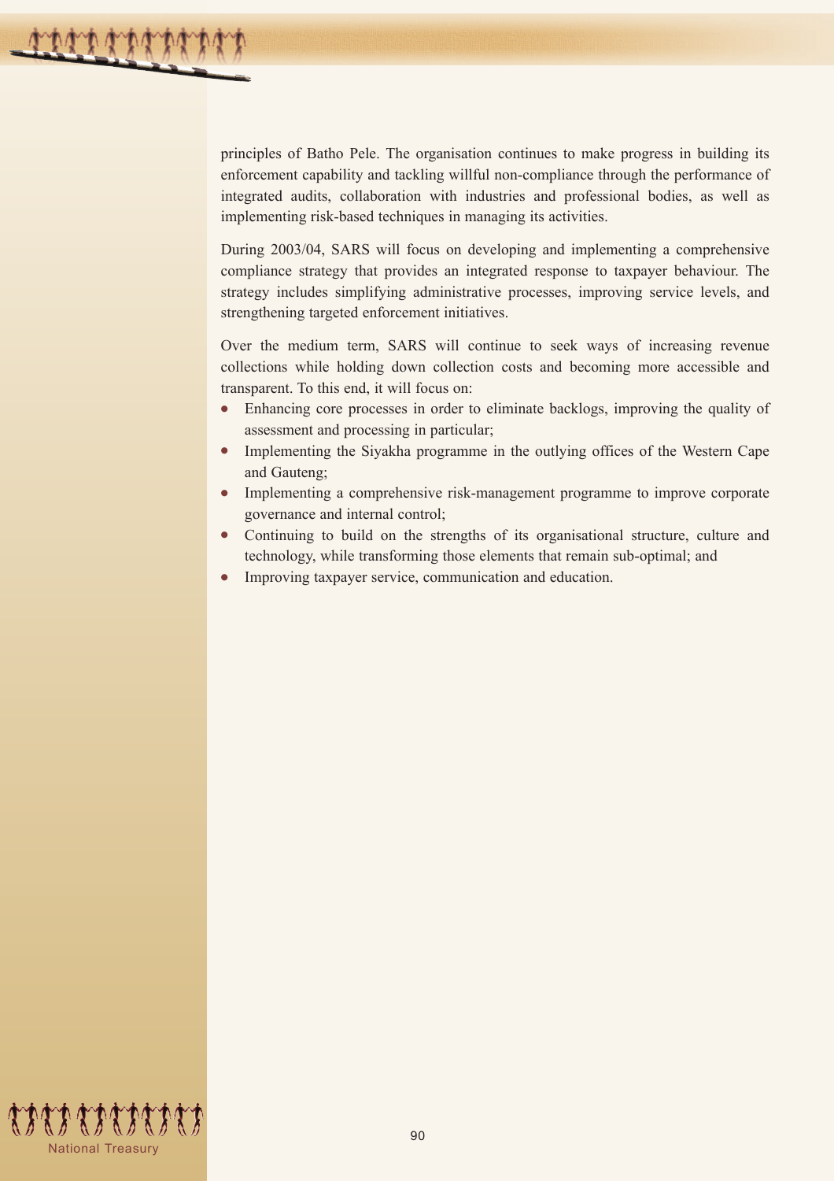principles of Batho Pele. The organisation continues to make progress in building its enforcement capability and tackling willful non-compliance through the performance of integrated audits, collaboration with industries and professional bodies, as well as implementing risk-based techniques in managing its activities.

During 2003/04, SARS will focus on developing and implementing a comprehensive compliance strategy that provides an integrated response to taxpayer behaviour. The strategy includes simplifying administrative processes, improving service levels, and strengthening targeted enforcement initiatives.

Over the medium term, SARS will continue to seek ways of increasing revenue collections while holding down collection costs and becoming more accessible and transparent. To this end, it will focus on:

- Enhancing core processes in order to eliminate backlogs, improving the quality of assessment and processing in particular;
- Implementing the Siyakha programme in the outlying offices of the Western Cape and Gauteng;
- Implementing a comprehensive risk-management programme to improve corporate governance and internal control;
- Continuing to build on the strengths of its organisational structure, culture and technology, while transforming those elements that remain sub-optimal; and
- Improving taxpayer service, communication and education.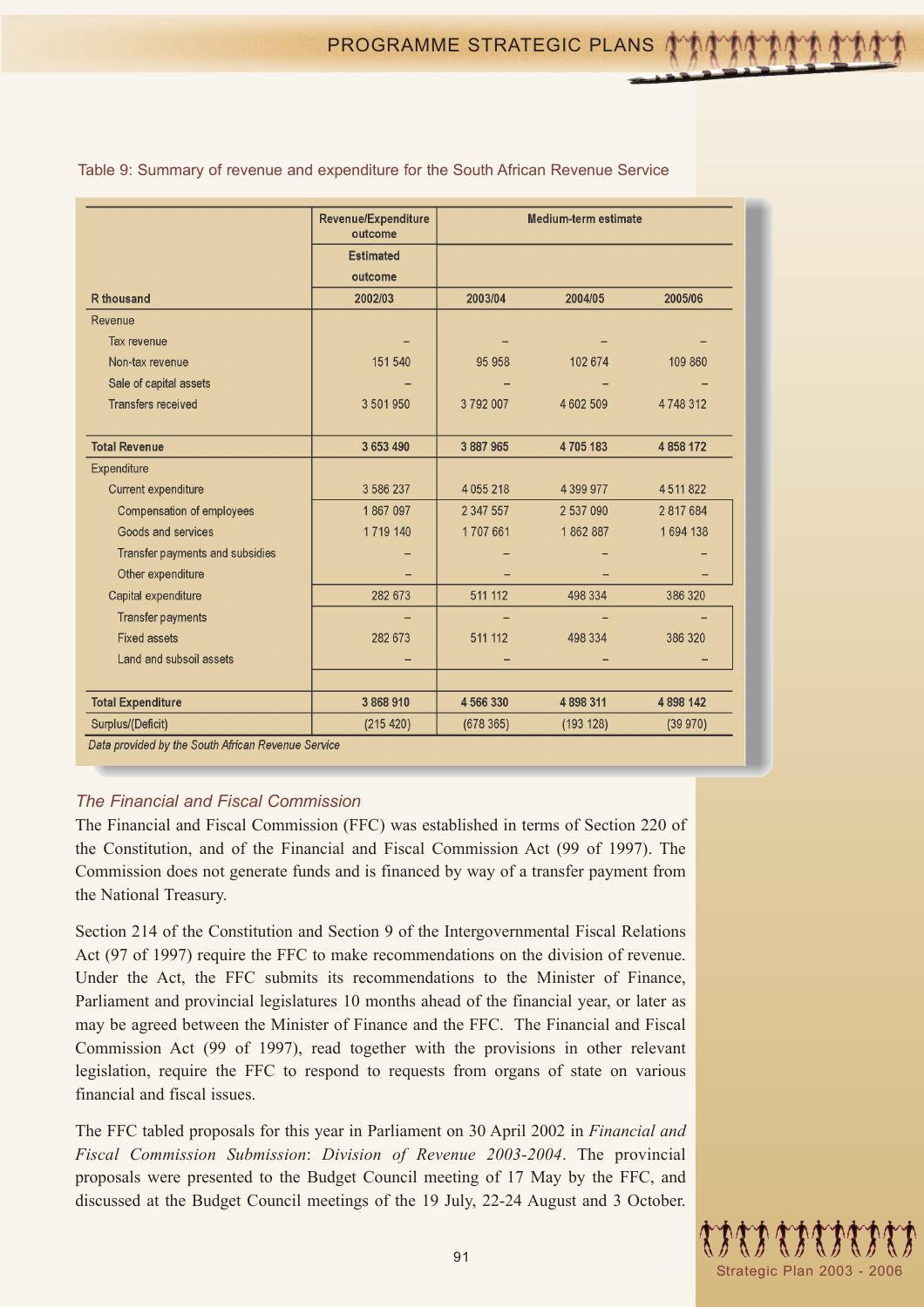Table 9: Summary of revenue and expenditure for the South African Revenue Service

| R thousand | Revenue/Expenditure outcome | Medium-term estimate | | |
|---|---|---|---|---|
| | Estimated outcome | | | |
| | 2002/03 | 2003/04 | 2004/05 | 2005/06 |
| Revenue | | | | |
| Tax revenue | – | – | – | – |
| Non-tax revenue | 151 540 | 95 958 | 102 674 | 109 860 |
| Sale of capital assets | – | – | – | – |
| Transfers received | 3 501 950 | 3 792 007 | 4 602 509 | 4 748 312 |
| **Total Revenue** | **3 653 490** | **3 887 965** | **4 705 183** | **4 858 172** |
| Expenditure | | | | |
| Current expenditure | 3 586 237 | 4 055 218 | 4 399 977 | 4 511 822 |
| Compensation of employees | 1 867 097 | 2 347 557 | 2 537 090 | 2 817 684 |
| Goods and services | 1 719 140 | 1 707 661 | 1 862 887 | 1 694 138 |
| Transfer payments and subsidies | – | – | – | – |
| Other expenditure | – | – | – | – |
| Capital expenditure | 282 673 | 511 112 | 498 334 | 386 320 |
| Transfer payments | – | – | – | – |
| Fixed assets | 282 673 | 511 112 | 498 334 | 386 320 |
| Land and subsoil assets | – | – | – | – |
| **Total Expenditure** | **3 868 910** | **4 566 330** | **4 898 311** | **4 898 142** |
| Surplus/(Deficit) | (215 420) | (678 365) | (193 128) | (39 970) |

*Data provided by the South African Revenue Service*

### *The Financial and Fiscal Commission*

The Financial and Fiscal Commission (FFC) was established in terms of Section 220 of the Constitution, and of the Financial and Fiscal Commission Act (99 of 1997). The Commission does not generate funds and is financed by way of a transfer payment from the National Treasury.

Section 214 of the Constitution and Section 9 of the Intergovernmental Fiscal Relations Act (97 of 1997) require the FFC to make recommendations on the division of revenue. Under the Act, the FFC submits its recommendations to the Minister of Finance, Parliament and provincial legislatures 10 months ahead of the financial year, or later as may be agreed between the Minister of Finance and the FFC. The Financial and Fiscal Commission Act (99 of 1997), read together with the provisions in other relevant legislation, require the FFC to respond to requests from organs of state on various financial and fiscal issues.

The FFC tabled proposals for this year in Parliament on 30 April 2002 in *Financial and Fiscal Commission Submission*: *Division of Revenue 2003-2004*. The provincial proposals were presented to the Budget Council meeting of 17 May by the FFC, and discussed at the Budget Council meetings of the 19 July, 22-24 August and 3 October.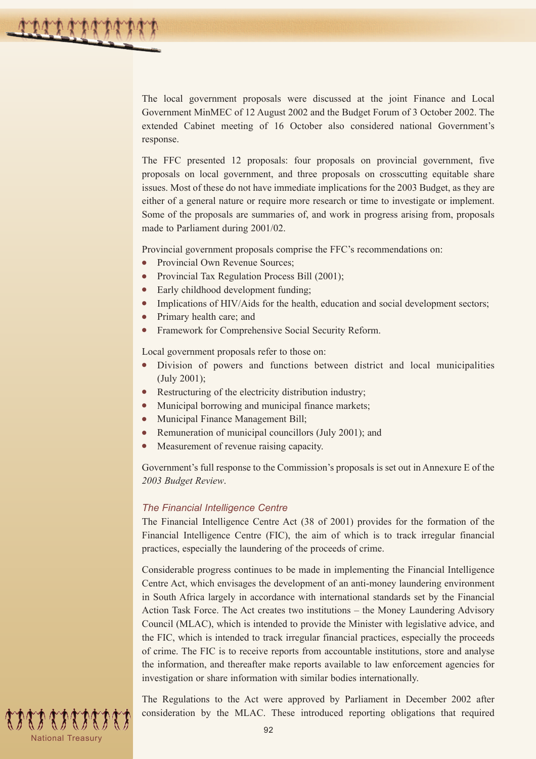The local government proposals were discussed at the joint Finance and Local Government MinMEC of 12 August 2002 and the Budget Forum of 3 October 2002. The extended Cabinet meeting of 16 October also considered national Government's response.

The FFC presented 12 proposals: four proposals on provincial government, five proposals on local government, and three proposals on crosscutting equitable share issues. Most of these do not have immediate implications for the 2003 Budget, as they are either of a general nature or require more research or time to investigate or implement. Some of the proposals are summaries of, and work in progress arising from, proposals made to Parliament during 2001/02.

Provincial government proposals comprise the FFC's recommendations on:

- Provincial Own Revenue Sources;
- Provincial Tax Regulation Process Bill (2001);
- Early childhood development funding;
- Implications of HIV/Aids for the health, education and social development sectors;
- Primary health care; and
- Framework for Comprehensive Social Security Reform.

Local government proposals refer to those on:

- Division of powers and functions between district and local municipalities (July 2001);
- Restructuring of the electricity distribution industry;
- Municipal borrowing and municipal finance markets;
- Municipal Finance Management Bill;
- Remuneration of municipal councillors (July 2001); and
- Measurement of revenue raising capacity.

Government's full response to the Commission's proposals is set out in Annexure E of the *2003 Budget Review*.

### *The Financial Intelligence Centre*

The Financial Intelligence Centre Act (38 of 2001) provides for the formation of the Financial Intelligence Centre (FIC), the aim of which is to track irregular financial practices, especially the laundering of the proceeds of crime.

Considerable progress continues to be made in implementing the Financial Intelligence Centre Act, which envisages the development of an anti-money laundering environment in South Africa largely in accordance with international standards set by the Financial Action Task Force. The Act creates two institutions – the Money Laundering Advisory Council (MLAC), which is intended to provide the Minister with legislative advice, and the FIC, which is intended to track irregular financial practices, especially the proceeds of crime. The FIC is to receive reports from accountable institutions, store and analyse the information, and thereafter make reports available to law enforcement agencies for investigation or share information with similar bodies internationally.

The Regulations to the Act were approved by Parliament in December 2002 after consideration by the MLAC. These introduced reporting obligations that required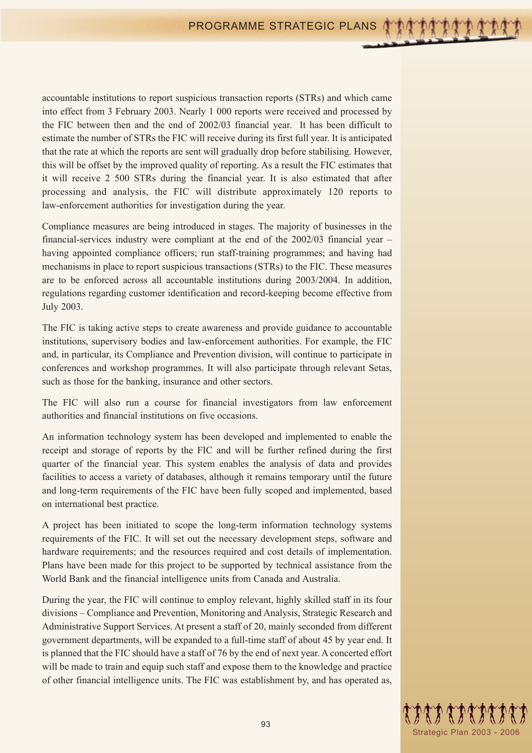accountable institutions to report suspicious transaction reports (STRs) and which came into effect from 3 February 2003. Nearly 1 000 reports were received and processed by the FIC between then and the end of 2002/03 financial year. It has been difficult to estimate the number of STRs the FIC will receive during its first full year. It is anticipated that the rate at which the reports are sent will gradually drop before stabilising. However, this will be offset by the improved quality of reporting. As a result the FIC estimates that it will receive 2 500 STRs during the financial year. It is also estimated that after processing and analysis, the FIC will distribute approximately 120 reports to law-enforcement authorities for investigation during the year.

Compliance measures are being introduced in stages. The majority of businesses in the financial-services industry were compliant at the end of the 2002/03 financial year – having appointed compliance officers; run staff-training programmes; and having had mechanisms in place to report suspicious transactions (STRs) to the FIC. These measures are to be enforced across all accountable institutions during 2003/2004. In addition, regulations regarding customer identification and record-keeping become effective from July 2003.

The FIC is taking active steps to create awareness and provide guidance to accountable institutions, supervisory bodies and law-enforcement authorities. For example, the FIC and, in particular, its Compliance and Prevention division, will continue to participate in conferences and workshop programmes. It will also participate through relevant Setas, such as those for the banking, insurance and other sectors.

The FIC will also run a course for financial investigators from law enforcement authorities and financial institutions on five occasions.

An information technology system has been developed and implemented to enable the receipt and storage of reports by the FIC and will be further refined during the first quarter of the financial year. This system enables the analysis of data and provides facilities to access a variety of databases, although it remains temporary until the future and long-term requirements of the FIC have been fully scoped and implemented, based on international best practice.

A project has been initiated to scope the long-term information technology systems requirements of the FIC. It will set out the necessary development steps, software and hardware requirements; and the resources required and cost details of implementation. Plans have been made for this project to be supported by technical assistance from the World Bank and the financial intelligence units from Canada and Australia.

During the year, the FIC will continue to employ relevant, highly skilled staff in its four divisions – Compliance and Prevention, Monitoring and Analysis, Strategic Research and Administrative Support Services. At present a staff of 20, mainly seconded from different government departments, will be expanded to a full-time staff of about 45 by year end. It is planned that the FIC should have a staff of 76 by the end of next year. A concerted effort will be made to train and equip such staff and expose them to the knowledge and practice of other financial intelligence units. The FIC was establishment by, and has operated as,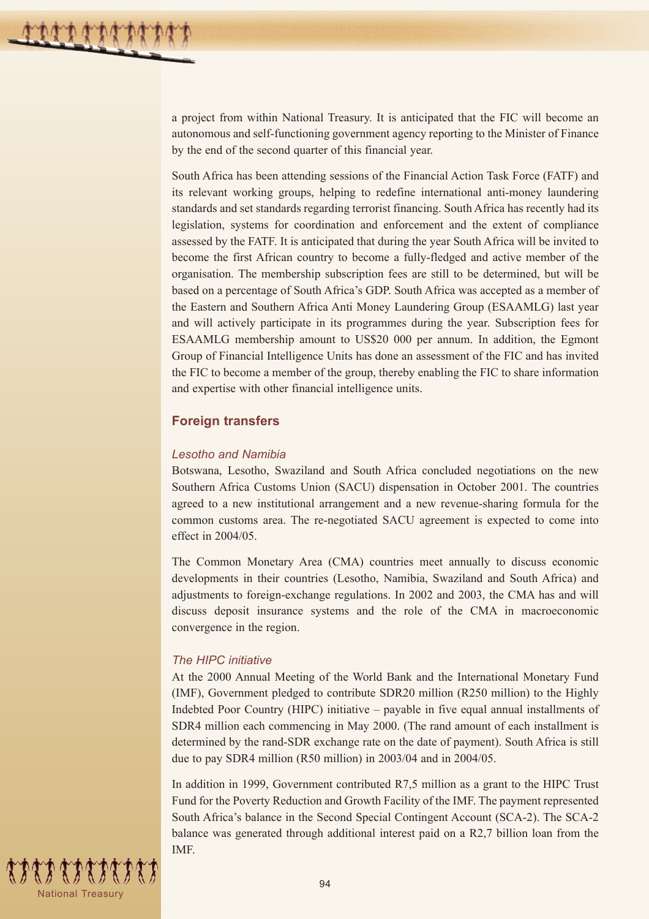a project from within National Treasury. It is anticipated that the FIC will become an autonomous and self-functioning government agency reporting to the Minister of Finance by the end of the second quarter of this financial year.

South Africa has been attending sessions of the Financial Action Task Force (FATF) and its relevant working groups, helping to redefine international anti-money laundering standards and set standards regarding terrorist financing. South Africa has recently had its legislation, systems for coordination and enforcement and the extent of compliance assessed by the FATF. It is anticipated that during the year South Africa will be invited to become the first African country to become a fully-fledged and active member of the organisation. The membership subscription fees are still to be determined, but will be based on a percentage of South Africa's GDP. South Africa was accepted as a member of the Eastern and Southern Africa Anti Money Laundering Group (ESAAMLG) last year and will actively participate in its programmes during the year. Subscription fees for ESAAMLG membership amount to US$20 000 per annum. In addition, the Egmont Group of Financial Intelligence Units has done an assessment of the FIC and has invited the FIC to become a member of the group, thereby enabling the FIC to share information and expertise with other financial intelligence units.

## Foreign transfers

### *Lesotho and Namibia*

Botswana, Lesotho, Swaziland and South Africa concluded negotiations on the new Southern Africa Customs Union (SACU) dispensation in October 2001. The countries agreed to a new institutional arrangement and a new revenue-sharing formula for the common customs area. The re-negotiated SACU agreement is expected to come into effect in 2004/05.

The Common Monetary Area (CMA) countries meet annually to discuss economic developments in their countries (Lesotho, Namibia, Swaziland and South Africa) and adjustments to foreign-exchange regulations. In 2002 and 2003, the CMA has and will discuss deposit insurance systems and the role of the CMA in macroeconomic convergence in the region.

### *The HIPC initiative*

At the 2000 Annual Meeting of the World Bank and the International Monetary Fund (IMF), Government pledged to contribute SDR20 million (R250 million) to the Highly Indebted Poor Country (HIPC) initiative – payable in five equal annual installments of SDR4 million each commencing in May 2000. (The rand amount of each installment is determined by the rand-SDR exchange rate on the date of payment). South Africa is still due to pay SDR4 million (R50 million) in 2003/04 and in 2004/05.

In addition in 1999, Government contributed R7,5 million as a grant to the HIPC Trust Fund for the Poverty Reduction and Growth Facility of the IMF. The payment represented South Africa's balance in the Second Special Contingent Account (SCA-2). The SCA-2 balance was generated through additional interest paid on a R2,7 billion loan from the IMF.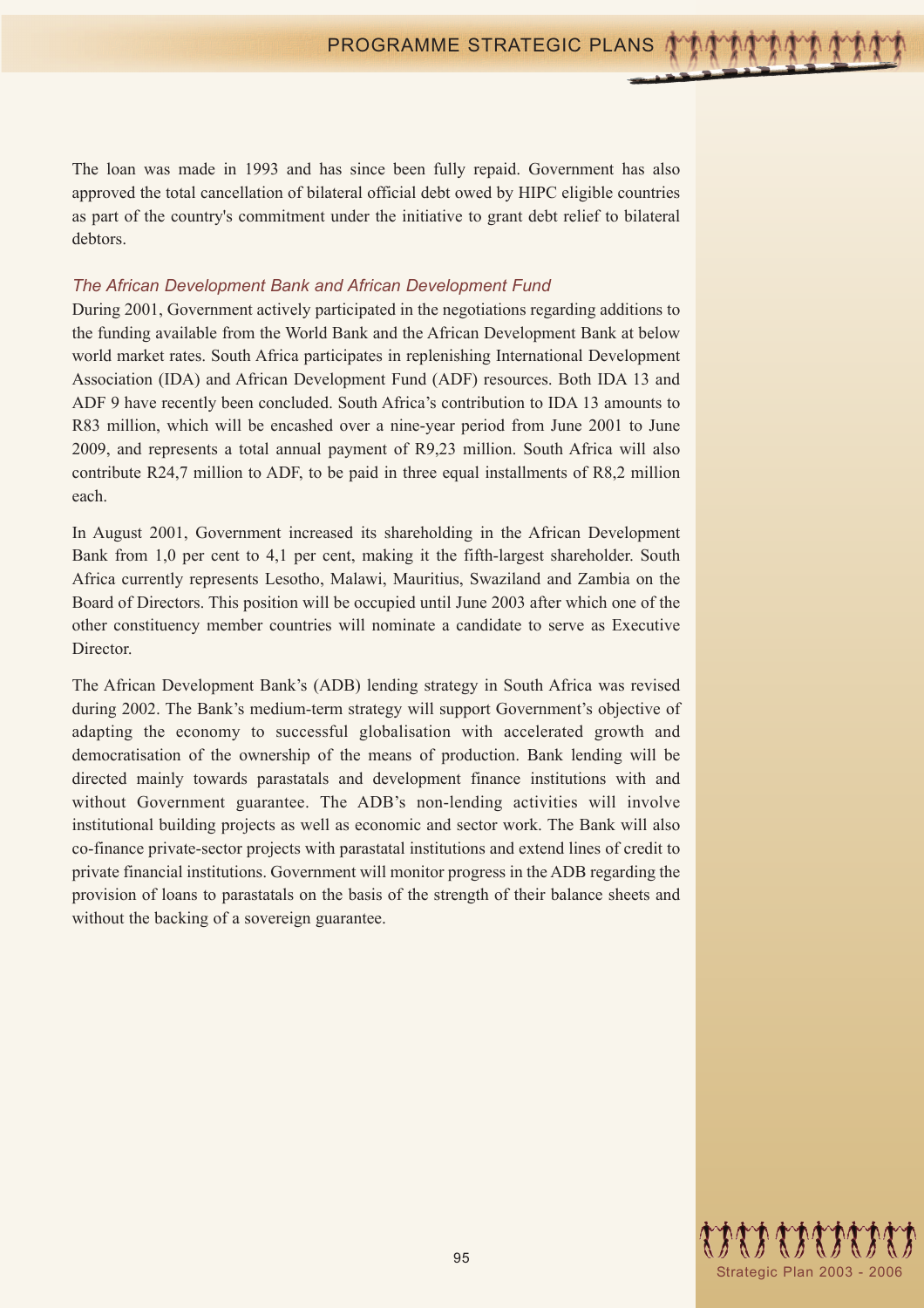The loan was made in 1993 and has since been fully repaid. Government has also approved the total cancellation of bilateral official debt owed by HIPC eligible countries as part of the country's commitment under the initiative to grant debt relief to bilateral debtors.

*The African Development Bank and African Development Fund*

During 2001, Government actively participated in the negotiations regarding additions to the funding available from the World Bank and the African Development Bank at below world market rates. South Africa participates in replenishing International Development Association (IDA) and African Development Fund (ADF) resources. Both IDA 13 and ADF 9 have recently been concluded. South Africa's contribution to IDA 13 amounts to R83 million, which will be encashed over a nine-year period from June 2001 to June 2009, and represents a total annual payment of R9,23 million. South Africa will also contribute R24,7 million to ADF, to be paid in three equal installments of R8,2 million each.

In August 2001, Government increased its shareholding in the African Development Bank from 1,0 per cent to 4,1 per cent, making it the fifth-largest shareholder. South Africa currently represents Lesotho, Malawi, Mauritius, Swaziland and Zambia on the Board of Directors. This position will be occupied until June 2003 after which one of the other constituency member countries will nominate a candidate to serve as Executive Director.

The African Development Bank's (ADB) lending strategy in South Africa was revised during 2002. The Bank's medium-term strategy will support Government's objective of adapting the economy to successful globalisation with accelerated growth and democratisation of the ownership of the means of production. Bank lending will be directed mainly towards parastatals and development finance institutions with and without Government guarantee. The ADB's non-lending activities will involve institutional building projects as well as economic and sector work. The Bank will also co-finance private-sector projects with parastatal institutions and extend lines of credit to private financial institutions. Government will monitor progress in the ADB regarding the provision of loans to parastatals on the basis of the strength of their balance sheets and without the backing of a sovereign guarantee.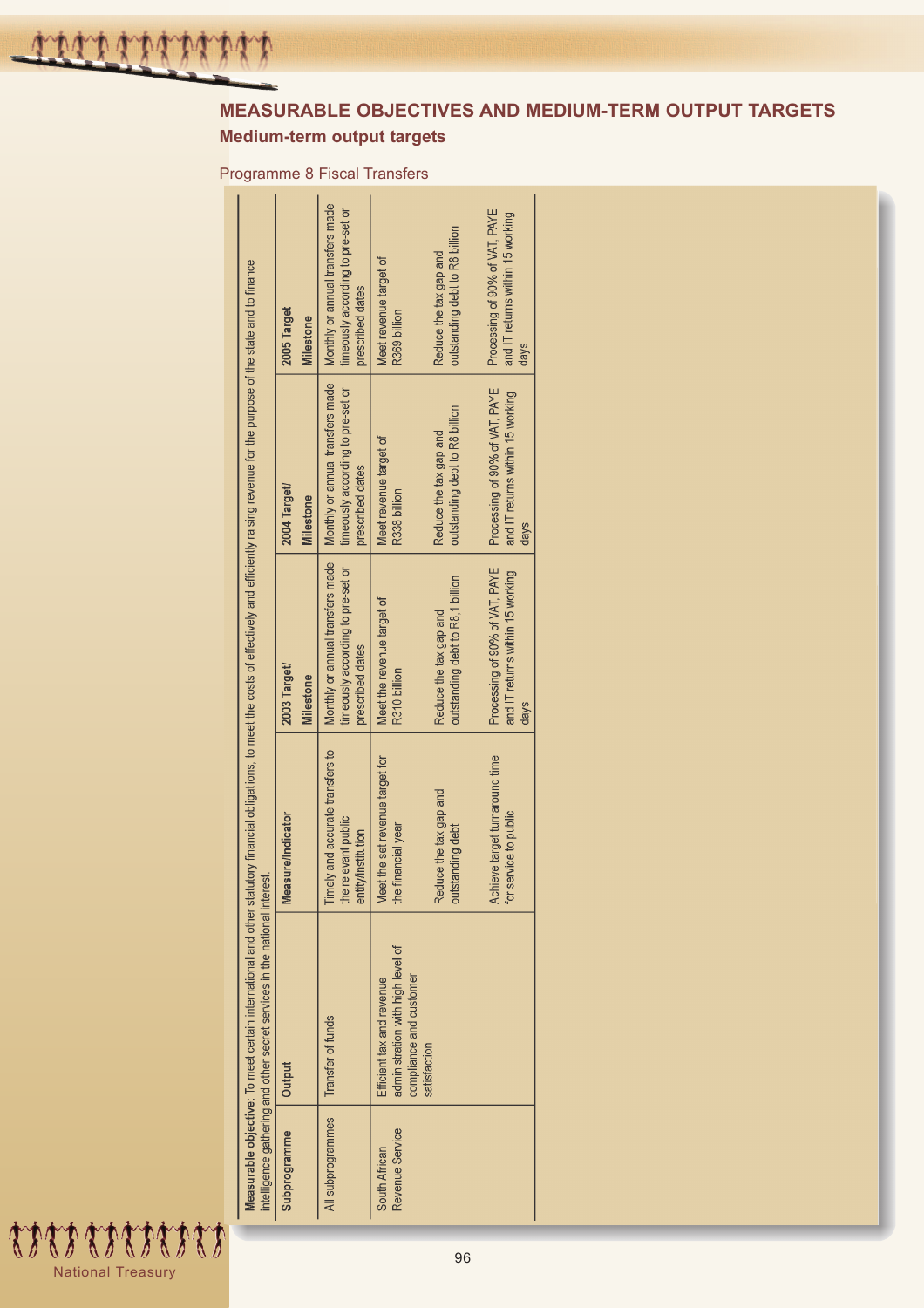## MEASURABLE OBJECTIVES AND MEDIUM-TERM OUTPUT TARGETS

### Medium-term output targets

Programme 8 Fiscal Transfers

**Measurable objective:** To meet certain international and other statutory financial obligations, to meet the costs of effectively and efficiently raising revenue for the purpose of the state and to finance intelligence gathering and other secret services in the national interest.

| Subprogramme | Output | Measure/Indicator | 2003 Target/ Milestone | 2004 Target/ Milestone | 2005 Target Milestone |
|---|---|---|---|---|---|
| All subprogrammes | Transfer of funds | Timely and accurate transfers to the relevant public entity/institution | Monthly or annual transfers made timeously according to pre-set or prescribed dates | Monthly or annual transfers made timeously according to pre-set or prescribed dates | Monthly or annual transfers made timeously according to pre-set or prescribed dates |
| South African Revenue Service | Efficient tax and revenue administration with high level of compliance and customer satisfaction | Meet the set revenue target for the financial year | Meet the revenue target of R310 billion | Meet revenue target of R338 billion | Meet revenue target of R369 billion |
| | | Reduce the tax gap and outstanding debt | Reduce the tax gap and outstanding debt to R8,1 billion | Reduce the tax gap and outstanding debt to R8 billion | Reduce the tax gap and outstanding debt to R8 billion |
| | | Achieve target turnaround time for service to public | Processing of 90% of VAT, PAYE and IT returns within 15 working days | Processing of 90% of VAT, PAYE and IT returns within 15 working days | Processing of 90% of VAT, PAYE and IT returns within 15 working days |